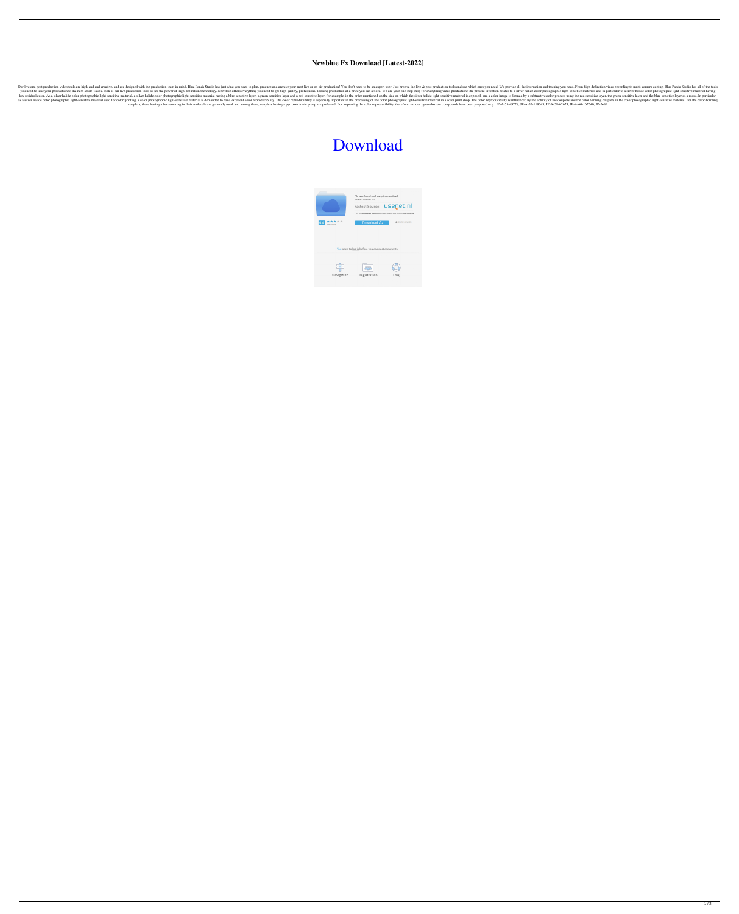# Newblue Fx Download [Latest-2022]

Our live and post production video tools are high-end and creative, and are designed with the production team in mind. Blue Panda Studio has just what you need to plan, produce and archive your next live or on-air production! You don't need to be an expert user. Just browse the live & post production tools and see which ones you need. We provide all the instruction and training you need. From high-definition video recording to multi-camera editing, Blue Panda Studio has all of the tools you need to take your production to the next level! Take a look at our live production tools to see the power of high-definition technology. NewBlue offers everything you need to get high-quality, professional-looking production at a price you can afford. We are your one-stop shop for everything video production!The present invention relates to a silver halide color photographic light-sensitive material, and in particular to a silver halide color photographic light-sensitive material having low residual color. As a silver halide color photographic light-sensitive material, a silver halide color photographic light-sensitive material having a blue-sensitive layer, a green-sensitive layer and a red-sensitive layer, for example, in the order mentioned on the side on which the silver halide light-sensitive material is exposed, and a color image is formed by a subtractive color process using the red-sensitive layer, the green-sensitive layer and the blue-sensitive layer as a mask. In particular, as a silver halide color photographic light-sensitive material used for color printing, a color photographic light-sensitive material is demanded to have excellent color reproducibility. The color reproducibility is especially important in the processing of the color photographic light-sensitive material in a color print shop. The color reproducibility is influenced by the activity of the couplers and the color forming couplers in the color photographic light-sensitive material. For the color-forming couplers, those having a benzene ring in their molecule are generally used, and among those, couplers having a pyrrolotriazole group are preferred. For improving the color reproducibility, therefore, various pyrazoloazole compounds have been proposed (e.g., JP-A-55-49728, JP-A-55-118643, JP-A-58-62623, JP-A-60-162540, JP-A-61

Download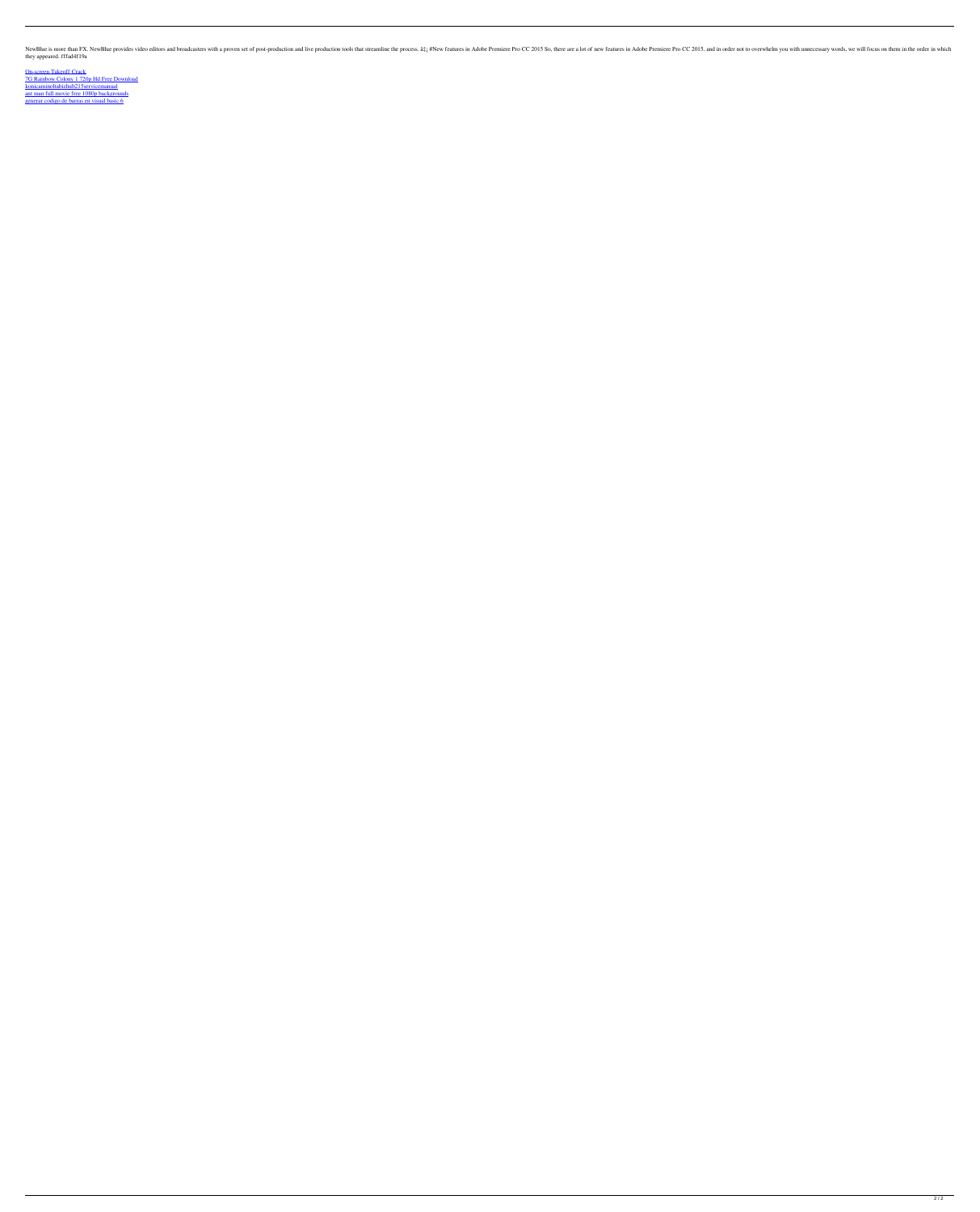NewBlue is more than FX. NewBlue provides video editors and broadcasters with a proven set of post-production and live production tools that streamline the process. â¦ #New features in Adobe Premiere Pro CC 2015 So, there are a lot of new features in Adobe Premiere Pro CC 2015, and in order not to overwhelm you with unnecessary words, we will focus on them in the order in which they appeared. f7fad4f19a

On-screen Takeoff Crack
7G Rainbow Colony 1 720p Hd Free Download
konicaminoltabizhub215servicemanual
ant man full movie free 1080p backgrounds
generar codigo de barras en visual basic 6